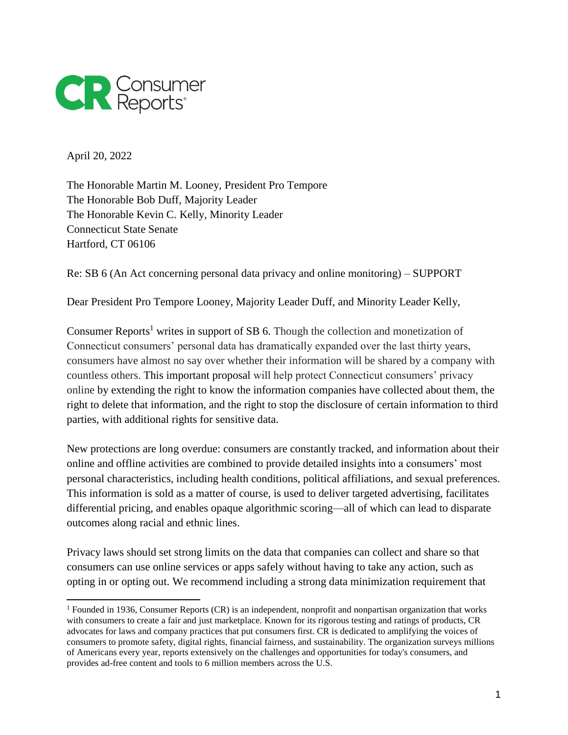Consumer Reports

April 20, 2022

The Honorable Martin M. Looney, President Pro Tempore
The Honorable Bob Duff, Majority Leader
The Honorable Kevin C. Kelly, Minority Leader
Connecticut State Senate
Hartford, CT 06106

Re: SB 6 (An Act concerning personal data privacy and online monitoring) – SUPPORT

Dear President Pro Tempore Looney, Majority Leader Duff, and Minority Leader Kelly,

Consumer Reports[1] writes in support of SB 6. Though the collection and monetization of Connecticut consumers' personal data has dramatically expanded over the last thirty years, consumers have almost no say over whether their information will be shared by a company with countless others. This important proposal will help protect Connecticut consumers' privacy online by extending the right to know the information companies have collected about them, the right to delete that information, and the right to stop the disclosure of certain information to third parties, with additional rights for sensitive data.

New protections are long overdue: consumers are constantly tracked, and information about their online and offline activities are combined to provide detailed insights into a consumers' most personal characteristics, including health conditions, political affiliations, and sexual preferences. This information is sold as a matter of course, is used to deliver targeted advertising, facilitates differential pricing, and enables opaque algorithmic scoring—all of which can lead to disparate outcomes along racial and ethnic lines.

Privacy laws should set strong limits on the data that companies can collect and share so that consumers can use online services or apps safely without having to take any action, such as opting in or opting out. We recommend including a strong data minimization requirement that

[1] Founded in 1936, Consumer Reports (CR) is an independent, nonprofit and nonpartisan organization that works with consumers to create a fair and just marketplace. Known for its rigorous testing and ratings of products, CR advocates for laws and company practices that put consumers first. CR is dedicated to amplifying the voices of consumers to promote safety, digital rights, financial fairness, and sustainability. The organization surveys millions of Americans every year, reports extensively on the challenges and opportunities for today's consumers, and provides ad-free content and tools to 6 million members across the U.S.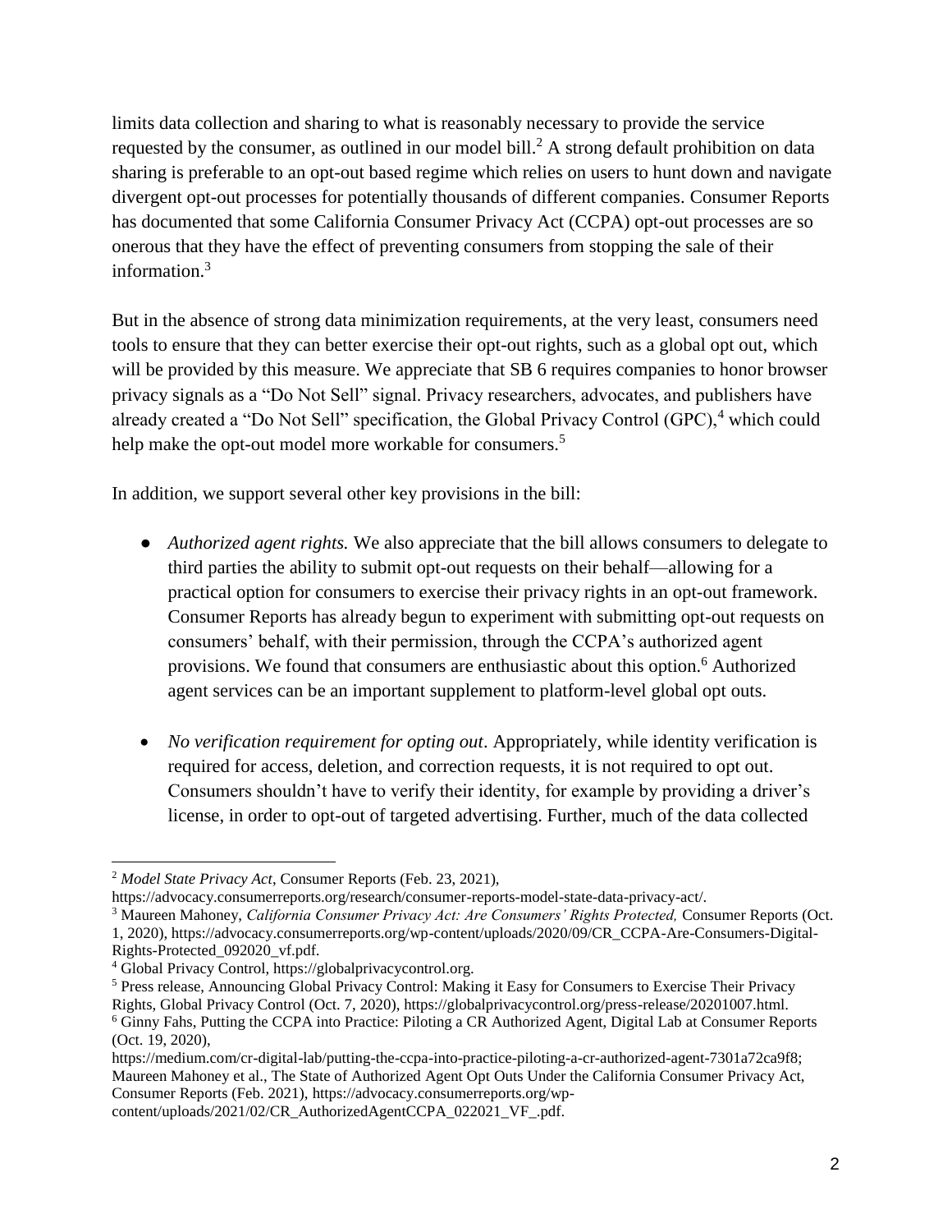limits data collection and sharing to what is reasonably necessary to provide the service requested by the consumer, as outlined in our model bill.[2] A strong default prohibition on data sharing is preferable to an opt-out based regime which relies on users to hunt down and navigate divergent opt-out processes for potentially thousands of different companies. Consumer Reports has documented that some California Consumer Privacy Act (CCPA) opt-out processes are so onerous that they have the effect of preventing consumers from stopping the sale of their information.[3]

But in the absence of strong data minimization requirements, at the very least, consumers need tools to ensure that they can better exercise their opt-out rights, such as a global opt out, which will be provided by this measure. We appreciate that SB 6 requires companies to honor browser privacy signals as a "Do Not Sell" signal. Privacy researchers, advocates, and publishers have already created a "Do Not Sell" specification, the Global Privacy Control (GPC),[4] which could help make the opt-out model more workable for consumers.[5]

In addition, we support several other key provisions in the bill:

- *Authorized agent rights.* We also appreciate that the bill allows consumers to delegate to third parties the ability to submit opt-out requests on their behalf—allowing for a practical option for consumers to exercise their privacy rights in an opt-out framework. Consumer Reports has already begun to experiment with submitting opt-out requests on consumers' behalf, with their permission, through the CCPA's authorized agent provisions. We found that consumers are enthusiastic about this option.[6] Authorized agent services can be an important supplement to platform-level global opt outs.

- *No verification requirement for opting out*. Appropriately, while identity verification is required for access, deletion, and correction requests, it is not required to opt out. Consumers shouldn't have to verify their identity, for example by providing a driver's license, in order to opt-out of targeted advertising. Further, much of the data collected

---

[2] *Model State Privacy Act*, Consumer Reports (Feb. 23, 2021), https://advocacy.consumerreports.org/research/consumer-reports-model-state-data-privacy-act/.

[3] Maureen Mahoney, *California Consumer Privacy Act: Are Consumers' Rights Protected,* Consumer Reports (Oct. 1, 2020), https://advocacy.consumerreports.org/wp-content/uploads/2020/09/CR_CCPA-Are-Consumers-Digital-Rights-Protected_092020_vf.pdf.

[4] Global Privacy Control, https://globalprivacycontrol.org.

[5] Press release, Announcing Global Privacy Control: Making it Easy for Consumers to Exercise Their Privacy Rights, Global Privacy Control (Oct. 7, 2020), https://globalprivacycontrol.org/press-release/20201007.html.

[6] Ginny Fahs, Putting the CCPA into Practice: Piloting a CR Authorized Agent, Digital Lab at Consumer Reports (Oct. 19, 2020), https://medium.com/cr-digital-lab/putting-the-ccpa-into-practice-piloting-a-cr-authorized-agent-7301a72ca9f8; Maureen Mahoney et al., The State of Authorized Agent Opt Outs Under the California Consumer Privacy Act, Consumer Reports (Feb. 2021), https://advocacy.consumerreports.org/wp-content/uploads/2021/02/CR_AuthorizedAgentCCPA_022021_VF_.pdf.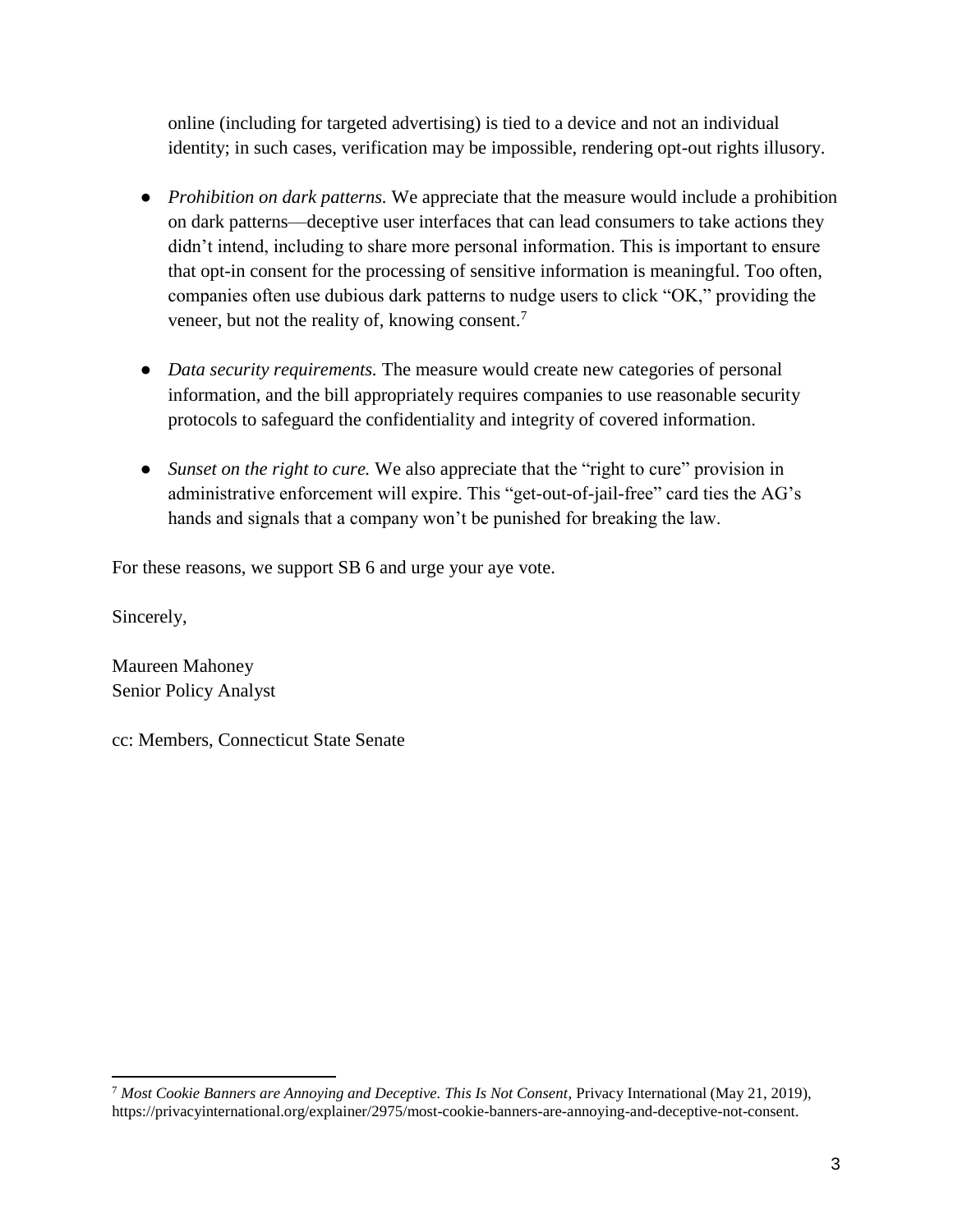online (including for targeted advertising) is tied to a device and not an individual identity; in such cases, verification may be impossible, rendering opt-out rights illusory.

- *Prohibition on dark patterns.* We appreciate that the measure would include a prohibition on dark patterns—deceptive user interfaces that can lead consumers to take actions they didn't intend, including to share more personal information. This is important to ensure that opt-in consent for the processing of sensitive information is meaningful. Too often, companies often use dubious dark patterns to nudge users to click "OK," providing the veneer, but not the reality of, knowing consent.[7]

- *Data security requirements.* The measure would create new categories of personal information, and the bill appropriately requires companies to use reasonable security protocols to safeguard the confidentiality and integrity of covered information.

- *Sunset on the right to cure.* We also appreciate that the "right to cure" provision in administrative enforcement will expire. This "get-out-of-jail-free" card ties the AG's hands and signals that a company won't be punished for breaking the law.

For these reasons, we support SB 6 and urge your aye vote.

Sincerely,

Maureen Mahoney
Senior Policy Analyst

cc: Members, Connecticut State Senate

---

[7] *Most Cookie Banners are Annoying and Deceptive. This Is Not Consent*, Privacy International (May 21, 2019), https://privacyinternational.org/explainer/2975/most-cookie-banners-are-annoying-and-deceptive-not-consent.